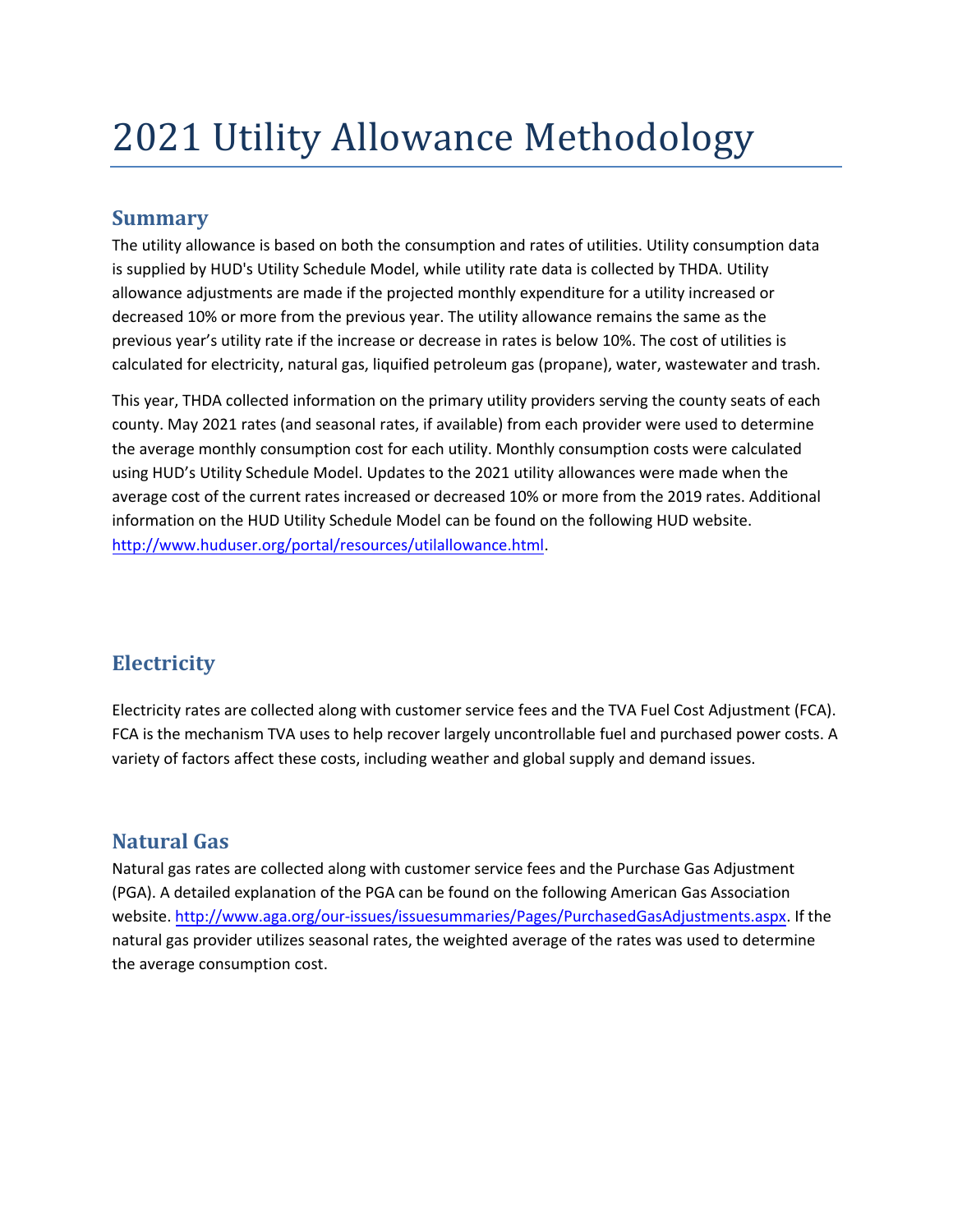# 2021 Utility Allowance Methodology

## Summary

The utility allowance is based on both the consumption and rates of utilities. Utility consumption data is supplied by HUD's Utility Schedule Model, while utility rate data is collected by THDA. Utility allowance adjustments are made if the projected monthly expenditure for a utility increased or decreased 10% or more from the previous year. The utility allowance remains the same as the previous year's utility rate if the increase or decrease in rates is below 10%. The cost of utilities is calculated for electricity, natural gas, liquified petroleum gas (propane), water, wastewater and trash.

This year, THDA collected information on the primary utility providers serving the county seats of each county. May 2021 rates (and seasonal rates, if available) from each provider were used to determine the average monthly consumption cost for each utility. Monthly consumption costs were calculated using HUD's Utility Schedule Model. Updates to the 2021 utility allowances were made when the average cost of the current rates increased or decreased 10% or more from the 2019 rates. Additional information on the HUD Utility Schedule Model can be found on the following HUD website. http://www.huduser.org/portal/resources/utilallowance.html.

## Electricity

Electricity rates are collected along with customer service fees and the TVA Fuel Cost Adjustment (FCA). FCA is the mechanism TVA uses to help recover largely uncontrollable fuel and purchased power costs. A variety of factors affect these costs, including weather and global supply and demand issues.

## Natural Gas

Natural gas rates are collected along with customer service fees and the Purchase Gas Adjustment (PGA). A detailed explanation of the PGA can be found on the following American Gas Association website. http://www.aga.org/our-issues/issuesummaries/Pages/PurchasedGasAdjustments.aspx. If the natural gas provider utilizes seasonal rates, the weighted average of the rates was used to determine the average consumption cost.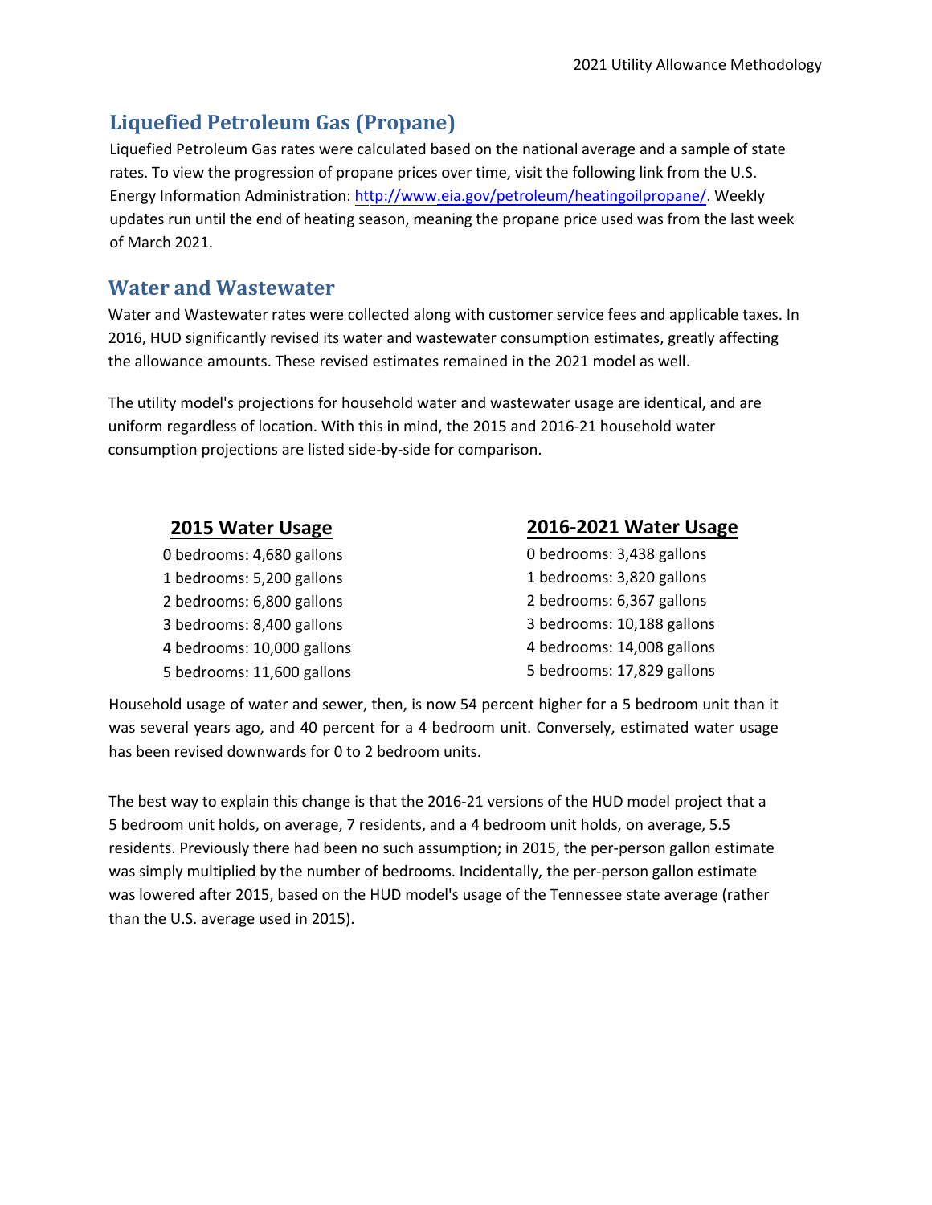## Liquefied Petroleum Gas (Propane)

Liquefied Petroleum Gas rates were calculated based on the national average and a sample of state rates. To view the progression of propane prices over time, visit the following link from the U.S. Energy Information Administration: [http://www.eia.gov/petroleum/heatingoilpropane/](http://www.eia.gov/petroleum/heatingoilpropane/). Weekly updates run until the end of heating season, meaning the propane price used was from the last week of March 2021.

## Water and Wastewater

Water and Wastewater rates were collected along with customer service fees and applicable taxes. In 2016, HUD significantly revised its water and wastewater consumption estimates, greatly affecting the allowance amounts. These revised estimates remained in the 2021 model as well.

The utility model's projections for household water and wastewater usage are identical, and are uniform regardless of location. With this in mind, the 2015 and 2016-21 household water consumption projections are listed side-by-side for comparison.

| 2015 Water Usage | 2016-2021 Water Usage |
|---|---|
| 0 bedrooms: 4,680 gallons | 0 bedrooms: 3,438 gallons |
| 1 bedrooms: 5,200 gallons | 1 bedrooms: 3,820 gallons |
| 2 bedrooms: 6,800 gallons | 2 bedrooms: 6,367 gallons |
| 3 bedrooms: 8,400 gallons | 3 bedrooms: 10,188 gallons |
| 4 bedrooms: 10,000 gallons | 4 bedrooms: 14,008 gallons |
| 5 bedrooms: 11,600 gallons | 5 bedrooms: 17,829 gallons |

Household usage of water and sewer, then, is now 54 percent higher for a 5 bedroom unit than it was several years ago, and 40 percent for a 4 bedroom unit. Conversely, estimated water usage has been revised downwards for 0 to 2 bedroom units.

The best way to explain this change is that the 2016-21 versions of the HUD model project that a 5 bedroom unit holds, on average, 7 residents, and a 4 bedroom unit holds, on average, 5.5 residents. Previously there had been no such assumption; in 2015, the per-person gallon estimate was simply multiplied by the number of bedrooms. Incidentally, the per-person gallon estimate was lowered after 2015, based on the HUD model's usage of the Tennessee state average (rather than the U.S. average used in 2015).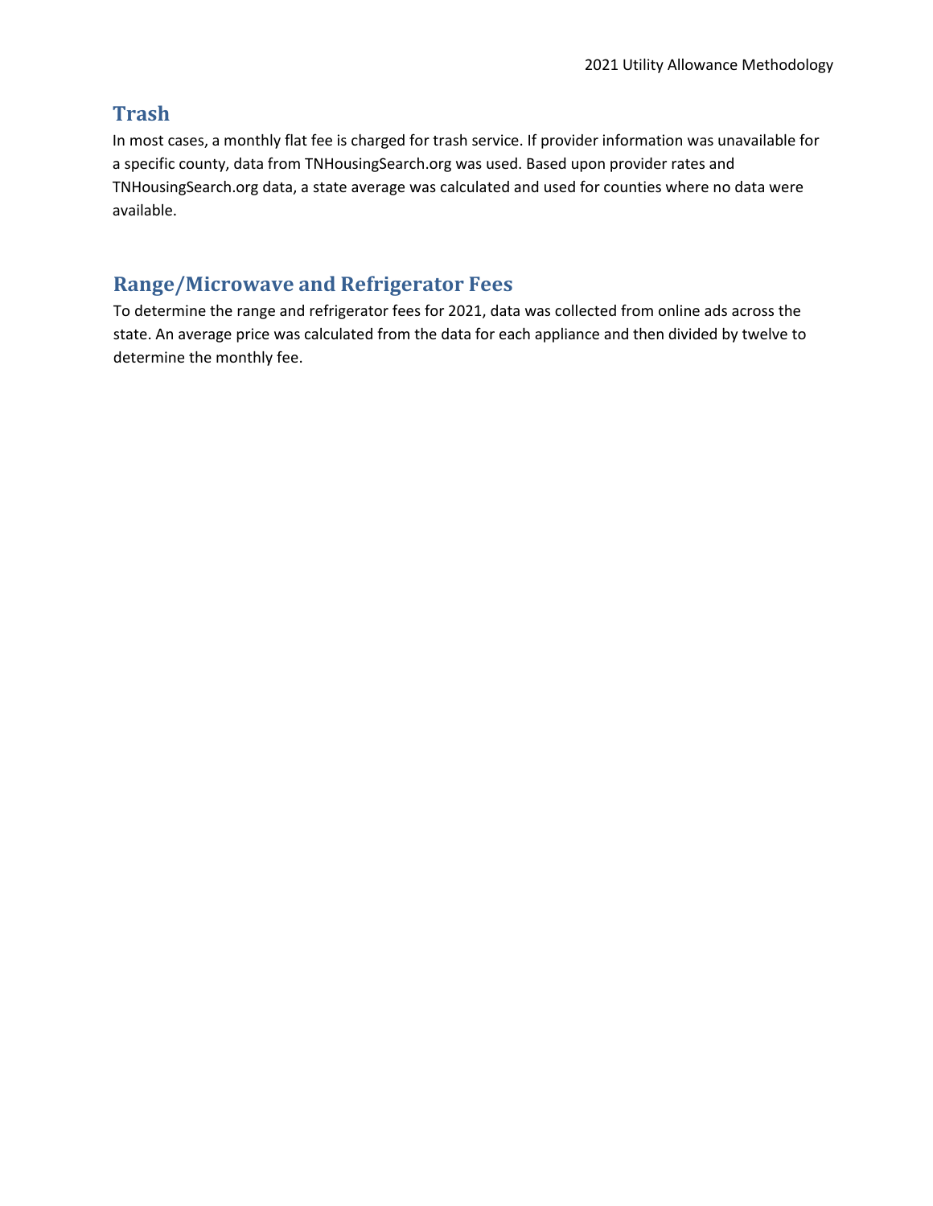## Trash

In most cases, a monthly flat fee is charged for trash service. If provider information was unavailable for a specific county, data from TNHousingSearch.org was used. Based upon provider rates and TNHousingSearch.org data, a state average was calculated and used for counties where no data were available.

## Range/Microwave and Refrigerator Fees

To determine the range and refrigerator fees for 2021, data was collected from online ads across the state. An average price was calculated from the data for each appliance and then divided by twelve to determine the monthly fee.